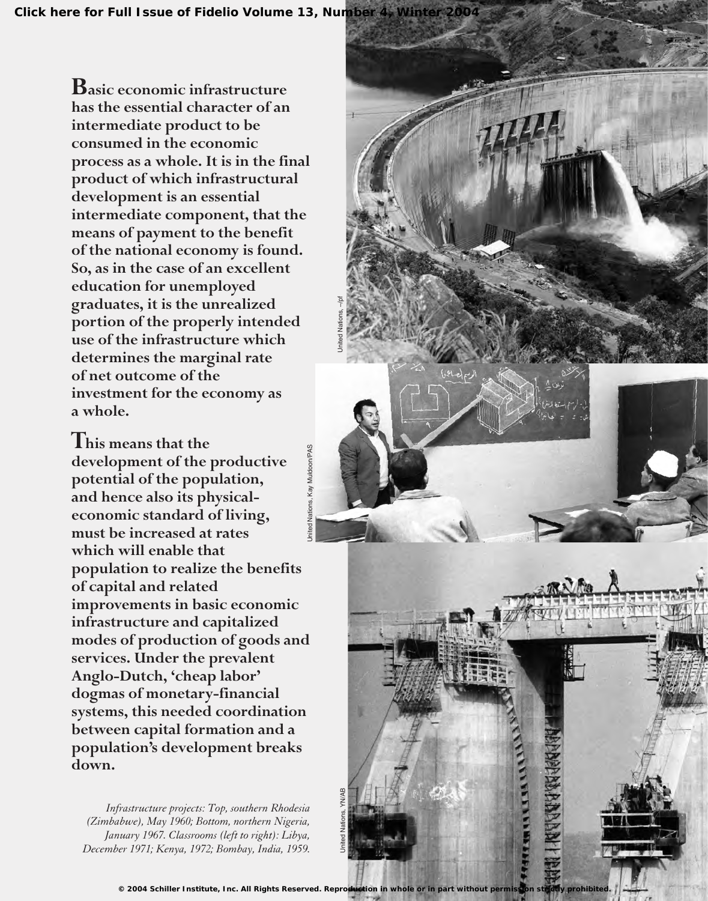**Basic economic infrastructure has the essential character of an intermediate product to be consumed in the economic process as a whole. It is in the final product of which infrastructural development is an essential intermediate component, that the means of payment to the benefit of the national economy is found. So, as in the case of an excellent education for unemployed graduates, it is the unrealized portion of the properly intended use of the infrastructure which determines the marginal rate of net outcome of the investment for the economy as a whole.**

**This means that the development of the productive potential of the population, and hence also its physical-economic standard of living, must be increased at rates which will enable that population to realize the benefits of capital and related improvements in basic economic infrastructure and capitalized modes of production of goods and services. Under the prevalent Anglo-Dutch, 'cheap labor' dogmas of monetary-financial systems, this needed coordination between capital formation and a population's development breaks down.**

*Infrastructure projects: Top, southern Rhodesia (Zimbabwe), May 1960; Bottom, northern Nigeria, January 1967. Classrooms (left to right): Libya, December 1971; Kenya, 1972; Bombay, India, 1959.*

United Nations, ~/pf

United Nations, Kay Muldoon/PAS

United Nations, YN/AB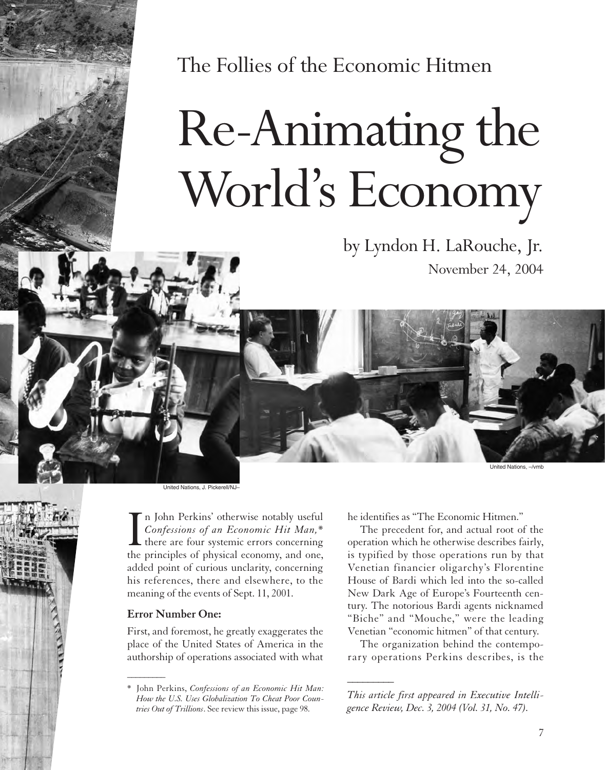The Follies of the Economic Hitmen

# Re-Animating the World's Economy

by Lyndon H. LaRouche, Jr.

November 24, 2004

United Nations, J. Pickerell/NJ–

United Nations, –/vmb

In John Perkins' otherwise notably useful *Confessions of an Economic Hit Man,** there are four systemic errors concerning the principles of physical economy, and one, added point of curious unclarity, concerning his references, there and elsewhere, to the meaning of the events of Sept. 11, 2001.

### Error Number One:

First, and foremost, he greatly exaggerates the place of the United States of America in the authorship of operations associated with what he identifies as "The Economic Hitmen."

The precedent for, and actual root of the operation which he otherwise describes fairly, is typified by those operations run by that Venetian financier oligarchy's Florentine House of Bardi which led into the so-called New Dark Age of Europe's Fourteenth century. The notorious Bardi agents nicknamed "Biche" and "Mouche," were the leading Venetian "economic hitmen" of that century.

The organization behind the contemporary operations Perkins describes, is the

---

\* John Perkins, *Confessions of an Economic Hit Man: How the U.S. Uses Globalization To Cheat Poor Countries Out of Trillions*. See review this issue, page 98.

---

*This article first appeared in Executive Intelligence Review, Dec. 3, 2004 (Vol. 31, No. 47).*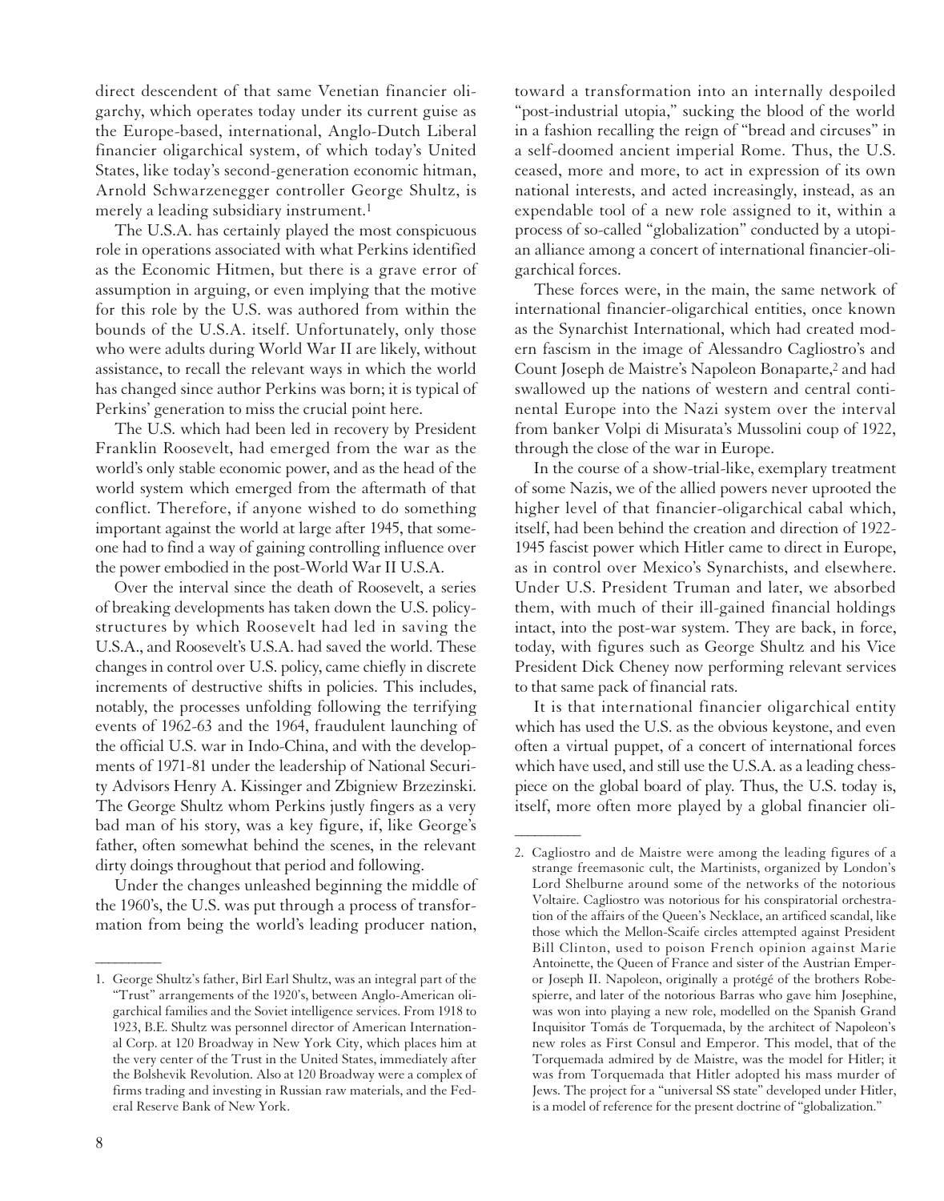direct descendent of that same Venetian financier oligarchy, which operates today under its current guise as the Europe-based, international, Anglo-Dutch Liberal financier oligarchical system, of which today's United States, like today's second-generation economic hitman, Arnold Schwarzenegger controller George Shultz, is merely a leading subsidiary instrument.[1]

The U.S.A. has certainly played the most conspicuous role in operations associated with what Perkins identified as the Economic Hitmen, but there is a grave error of assumption in arguing, or even implying that the motive for this role by the U.S. was authored from within the bounds of the U.S.A. itself. Unfortunately, only those who were adults during World War II are likely, without assistance, to recall the relevant ways in which the world has changed since author Perkins was born; it is typical of Perkins' generation to miss the crucial point here.

The U.S. which had been led in recovery by President Franklin Roosevelt, had emerged from the war as the world's only stable economic power, and as the head of the world system which emerged from the aftermath of that conflict. Therefore, if anyone wished to do something important against the world at large after 1945, that someone had to find a way of gaining controlling influence over the power embodied in the post-World War II U.S.A.

Over the interval since the death of Roosevelt, a series of breaking developments has taken down the U.S. policy-structures by which Roosevelt had led in saving the U.S.A., and Roosevelt's U.S.A. had saved the world. These changes in control over U.S. policy, came chiefly in discrete increments of destructive shifts in policies. This includes, notably, the processes unfolding following the terrifying events of 1962-63 and the 1964, fraudulent launching of the official U.S. war in Indo-China, and with the developments of 1971-81 under the leadership of National Security Advisors Henry A. Kissinger and Zbigniew Brzezinski. The George Shultz whom Perkins justly fingers as a very bad man of his story, was a key figure, if, like George's father, often somewhat behind the scenes, in the relevant dirty doings throughout that period and following.

Under the changes unleashed beginning the middle of the 1960's, the U.S. was put through a process of transformation from being the world's leading producer nation, toward a transformation into an internally despoiled "post-industrial utopia," sucking the blood of the world in a fashion recalling the reign of "bread and circuses" in a self-doomed ancient imperial Rome. Thus, the U.S. ceased, more and more, to act in expression of its own national interests, and acted increasingly, instead, as an expendable tool of a new role assigned to it, within a process of so-called "globalization" conducted by a utopian alliance among a concert of international financier-oligarchical forces.

These forces were, in the main, the same network of international financier-oligarchical entities, once known as the Synarchist International, which had created modern fascism in the image of Alessandro Cagliostro's and Count Joseph de Maistre's Napoleon Bonaparte,[2] and had swallowed up the nations of western and central continental Europe into the Nazi system over the interval from banker Volpi di Misurata's Mussolini coup of 1922, through the close of the war in Europe.

In the course of a show-trial-like, exemplary treatment of some Nazis, we of the allied powers never uprooted the higher level of that financier-oligarchical cabal which, itself, had been behind the creation and direction of 1922-1945 fascist power which Hitler came to direct in Europe, as in control over Mexico's Synarchists, and elsewhere. Under U.S. President Truman and later, we absorbed them, with much of their ill-gained financial holdings intact, into the post-war system. They are back, in force, today, with figures such as George Shultz and his Vice President Dick Cheney now performing relevant services to that same pack of financial rats.

It is that international financier oligarchical entity which has used the U.S. as the obvious keystone, and even often a virtual puppet, of a concert of international forces which have used, and still use the U.S.A. as a leading chess-piece on the global board of play. Thus, the U.S. today is, itself, more often more played by a global financier oli-

---

1. George Shultz's father, Birl Earl Shultz, was an integral part of the "Trust" arrangements of the 1920's, between Anglo-American oligarchical families and the Soviet intelligence services. From 1918 to 1923, B.E. Shultz was personnel director of American International Corp. at 120 Broadway in New York City, which places him at the very center of the Trust in the United States, immediately after the Bolshevik Revolution. Also at 120 Broadway were a complex of firms trading and investing in Russian raw materials, and the Federal Reserve Bank of New York.

2. Cagliostro and de Maistre were among the leading figures of a strange freemasonic cult, the Martinists, organized by London's Lord Shelburne around some of the networks of the notorious Voltaire. Cagliostro was notorious for his conspiratorial orchestration of the affairs of the Queen's Necklace, an artificed scandal, like those which the Mellon-Scaife circles attempted against President Bill Clinton, used to poison French opinion against Marie Antoinette, the Queen of France and sister of the Austrian Emperor Joseph II. Napoleon, originally a protégé of the brothers Robespierre, and later of the notorious Barras who gave him Josephine, was won into playing a new role, modelled on the Spanish Grand Inquisitor Tomás de Torquemada, by the architect of Napoleon's new roles as First Consul and Emperor. This model, that of the Torquemada admired by de Maistre, was the model for Hitler; it was from Torquemada that Hitler adopted his mass murder of Jews. The project for a "universal SS state" developed under Hitler, is a model of reference for the present doctrine of "globalization."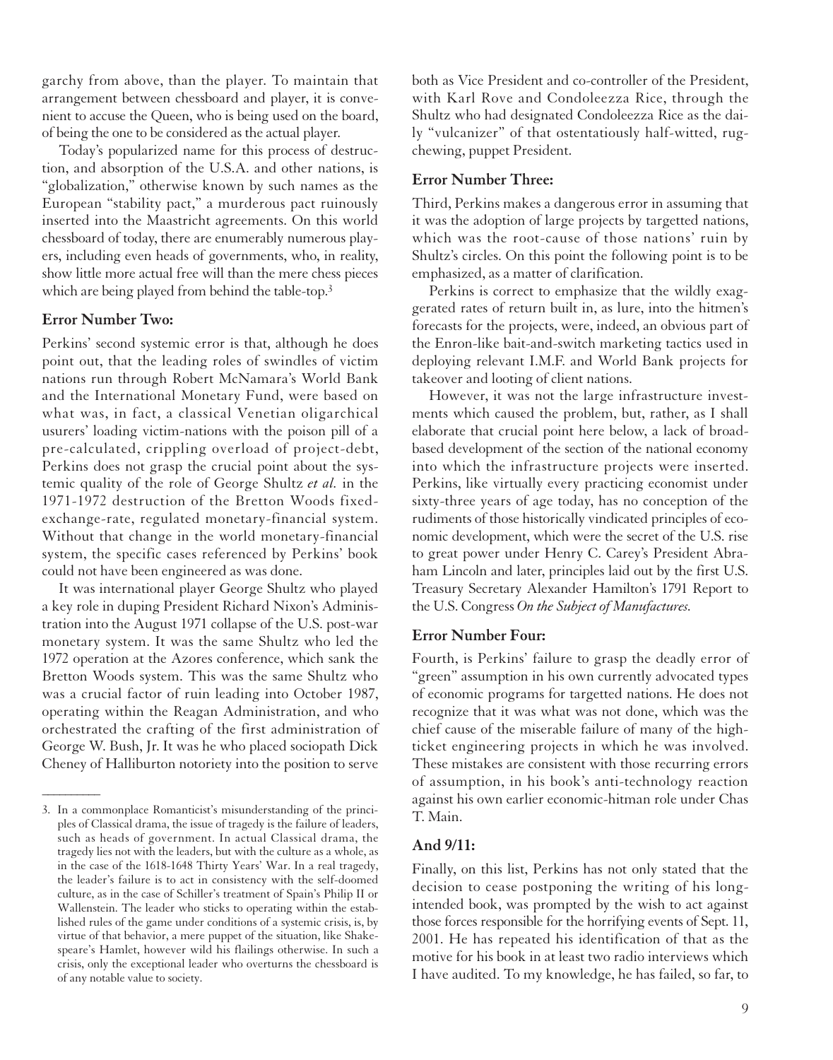garchy from above, than the player. To maintain that arrangement between chessboard and player, it is convenient to accuse the Queen, who is being used on the board, of being the one to be considered as the actual player.

Today's popularized name for this process of destruction, and absorption of the U.S.A. and other nations, is "globalization," otherwise known by such names as the European "stability pact," a murderous pact ruinously inserted into the Maastricht agreements. On this world chessboard of today, there are enumerably numerous players, including even heads of governments, who, in reality, show little more actual free will than the mere chess pieces which are being played from behind the table-top.[3]

**Error Number Two:**

Perkins' second systemic error is that, although he does point out, that the leading roles of swindles of victim nations run through Robert McNamara's World Bank and the International Monetary Fund, were based on what was, in fact, a classical Venetian oligarchical usurers' loading victim-nations with the poison pill of a pre-calculated, crippling overload of project-debt, Perkins does not grasp the crucial point about the systemic quality of the role of George Shultz *et al.* in the 1971-1972 destruction of the Bretton Woods fixed-exchange-rate, regulated monetary-financial system. Without that change in the world monetary-financial system, the specific cases referenced by Perkins' book could not have been engineered as was done.

It was international player George Shultz who played a key role in duping President Richard Nixon's Administration into the August 1971 collapse of the U.S. post-war monetary system. It was the same Shultz who led the 1972 operation at the Azores conference, which sank the Bretton Woods system. This was the same Shultz who was a crucial factor of ruin leading into October 1987, operating within the Reagan Administration, and who orchestrated the crafting of the first administration of George W. Bush, Jr. It was he who placed sociopath Dick Cheney of Halliburton notoriety into the position to serve both as Vice President and co-controller of the President, with Karl Rove and Condoleezza Rice, through the Shultz who had designated Condoleezza Rice as the daily "vulcanizer" of that ostentatiously half-witted, rug-chewing, puppet President.

**Error Number Three:**

Third, Perkins makes a dangerous error in assuming that it was the adoption of large projects by targetted nations, which was the root-cause of those nations' ruin by Shultz's circles. On this point the following point is to be emphasized, as a matter of clarification.

Perkins is correct to emphasize that the wildly exaggerated rates of return built in, as lure, into the hitmen's forecasts for the projects, were, indeed, an obvious part of the Enron-like bait-and-switch marketing tactics used in deploying relevant I.M.F. and World Bank projects for takeover and looting of client nations.

However, it was not the large infrastructure investments which caused the problem, but, rather, as I shall elaborate that crucial point here below, a lack of broad-based development of the section of the national economy into which the infrastructure projects were inserted. Perkins, like virtually every practicing economist under sixty-three years of age today, has no conception of the rudiments of those historically vindicated principles of economic development, which were the secret of the U.S. rise to great power under Henry C. Carey's President Abraham Lincoln and later, principles laid out by the first U.S. Treasury Secretary Alexander Hamilton's 1791 Report to the U.S. Congress *On the Subject of Manufactures.*

**Error Number Four:**

Fourth, is Perkins' failure to grasp the deadly error of "green" assumption in his own currently advocated types of economic programs for targetted nations. He does not recognize that it was what was not done, which was the chief cause of the miserable failure of many of the high-ticket engineering projects in which he was involved. These mistakes are consistent with those recurring errors of assumption, in his book's anti-technology reaction against his own earlier economic-hitman role under Chas T. Main.

**And 9/11:**

Finally, on this list, Perkins has not only stated that the decision to cease postponing the writing of his long-intended book, was prompted by the wish to act against those forces responsible for the horrifying events of Sept. 11, 2001. He has repeated his identification of that as the motive for his book in at least two radio interviews which I have audited. To my knowledge, he has failed, so far, to

---

3. In a commonplace Romanticist's misunderstanding of the principles of Classical drama, the issue of tragedy is the failure of leaders, such as heads of government. In actual Classical drama, the tragedy lies not with the leaders, but with the culture as a whole, as in the case of the 1618-1648 Thirty Years' War. In a real tragedy, the leader's failure is to act in consistency with the self-doomed culture, as in the case of Schiller's treatment of Spain's Philip II or Wallenstein. The leader who sticks to operating within the established rules of the game under conditions of a systemic crisis, is, by virtue of that behavior, a mere puppet of the situation, like Shakespeare's Hamlet, however wild his flailings otherwise. In such a crisis, only the exceptional leader who overturns the chessboard is of any notable value to society.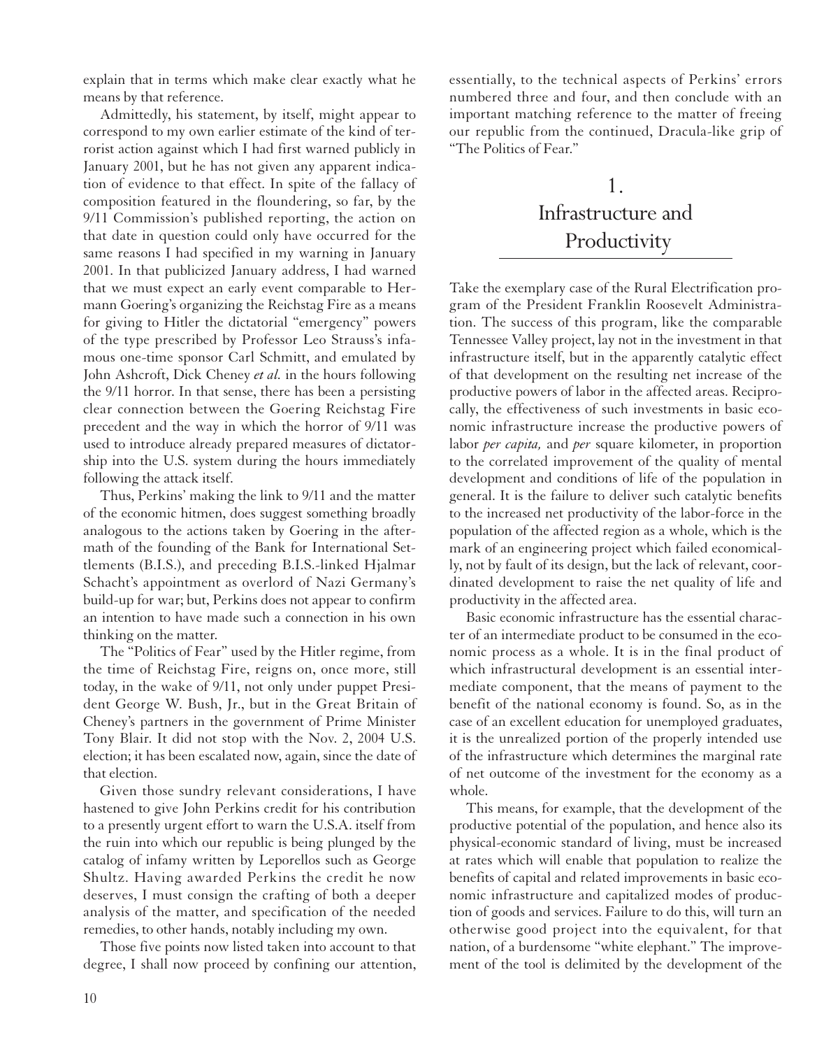explain that in terms which make clear exactly what he means by that reference.

Admittedly, his statement, by itself, might appear to correspond to my own earlier estimate of the kind of terrorist action against which I had first warned publicly in January 2001, but he has not given any apparent indication of evidence to that effect. In spite of the fallacy of composition featured in the floundering, so far, by the 9/11 Commission's published reporting, the action on that date in question could only have occurred for the same reasons I had specified in my warning in January 2001. In that publicized January address, I had warned that we must expect an early event comparable to Hermann Goering's organizing the Reichstag Fire as a means for giving to Hitler the dictatorial "emergency" powers of the type prescribed by Professor Leo Strauss's infamous one-time sponsor Carl Schmitt, and emulated by John Ashcroft, Dick Cheney *et al.* in the hours following the 9/11 horror. In that sense, there has been a persisting clear connection between the Goering Reichstag Fire precedent and the way in which the horror of 9/11 was used to introduce already prepared measures of dictatorship into the U.S. system during the hours immediately following the attack itself.

Thus, Perkins' making the link to 9/11 and the matter of the economic hitmen, does suggest something broadly analogous to the actions taken by Goering in the aftermath of the founding of the Bank for International Settlements (B.I.S.), and preceding B.I.S.-linked Hjalmar Schacht's appointment as overlord of Nazi Germany's build-up for war; but, Perkins does not appear to confirm an intention to have made such a connection in his own thinking on the matter.

The "Politics of Fear" used by the Hitler regime, from the time of Reichstag Fire, reigns on, once more, still today, in the wake of 9/11, not only under puppet President George W. Bush, Jr., but in the Great Britain of Cheney's partners in the government of Prime Minister Tony Blair. It did not stop with the Nov. 2, 2004 U.S. election; it has been escalated now, again, since the date of that election.

Given those sundry relevant considerations, I have hastened to give John Perkins credit for his contribution to a presently urgent effort to warn the U.S.A. itself from the ruin into which our republic is being plunged by the catalog of infamy written by Leporellos such as George Shultz. Having awarded Perkins the credit he now deserves, I must consign the crafting of both a deeper analysis of the matter, and specification of the needed remedies, to other hands, notably including my own.

Those five points now listed taken into account to that degree, I shall now proceed by confining our attention, essentially, to the technical aspects of Perkins' errors numbered three and four, and then conclude with an important matching reference to the matter of freeing our republic from the continued, Dracula-like grip of "The Politics of Fear."

## 1. Infrastructure and Productivity

Take the exemplary case of the Rural Electrification program of the President Franklin Roosevelt Administration. The success of this program, like the comparable Tennessee Valley project, lay not in the investment in that infrastructure itself, but in the apparently catalytic effect of that development on the resulting net increase of the productive powers of labor in the affected areas. Reciprocally, the effectiveness of such investments in basic economic infrastructure increase the productive powers of labor *per capita,* and *per* square kilometer, in proportion to the correlated improvement of the quality of mental development and conditions of life of the population in general. It is the failure to deliver such catalytic benefits to the increased net productivity of the labor-force in the population of the affected region as a whole, which is the mark of an engineering project which failed economically, not by fault of its design, but the lack of relevant, coordinated development to raise the net quality of life and productivity in the affected area.

Basic economic infrastructure has the essential character of an intermediate product to be consumed in the economic process as a whole. It is in the final product of which infrastructural development is an essential intermediate component, that the means of payment to the benefit of the national economy is found. So, as in the case of an excellent education for unemployed graduates, it is the unrealized portion of the properly intended use of the infrastructure which determines the marginal rate of net outcome of the investment for the economy as a whole.

This means, for example, that the development of the productive potential of the population, and hence also its physical-economic standard of living, must be increased at rates which will enable that population to realize the benefits of capital and related improvements in basic economic infrastructure and capitalized modes of production of goods and services. Failure to do this, will turn an otherwise good project into the equivalent, for that nation, of a burdensome "white elephant." The improvement of the tool is delimited by the development of the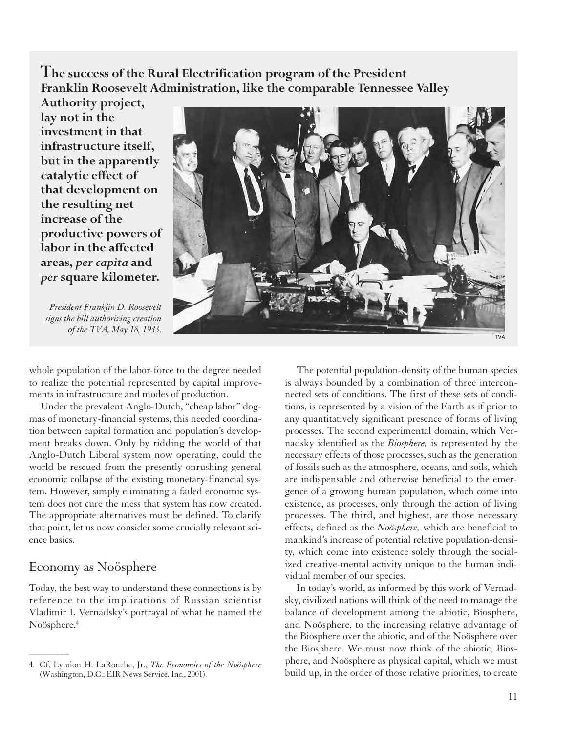**The success of the Rural Electrification program of the President Franklin Roosevelt Administration, like the comparable Tennessee Valley Authority project, lay not in the investment in that infrastructure itself, but in the apparently catalytic effect of that development on the resulting net increase of the productive powers of labor in the affected areas, *per capita* and *per* square kilometer.**

*President Franklin D. Roosevelt signs the bill authorizing creation of the TVA, May 18, 1933.*

TVA

whole population of the labor-force to the degree needed to realize the potential represented by capital improvements in infrastructure and modes of production.

Under the prevalent Anglo-Dutch, "cheap labor" dogmas of monetary-financial systems, this needed coordination between capital formation and population's development breaks down. Only by ridding the world of that Anglo-Dutch Liberal system now operating, could the world be rescued from the presently onrushing general economic collapse of the existing monetary-financial system. However, simply eliminating a failed economic system does not cure the mess that system has now created. The appropriate alternatives must be defined. To clarify that point, let us now consider some crucially relevant science basics.

## Economy as Noösphere

Today, the best way to understand these connections is by reference to the implications of Russian scientist Vladimir I. Vernadsky's portrayal of what he named the Noösphere.[4]

The potential population-density of the human species is always bounded by a combination of three interconnected sets of conditions. The first of these sets of conditions, is represented by a vision of the Earth as if prior to any quantitatively significant presence of forms of living processes. The second experimental domain, which Vernadsky identified as the *Biosphere,* is represented by the necessary effects of those processes, such as the generation of fossils such as the atmosphere, oceans, and soils, which are indispensable and otherwise beneficial to the emergence of a growing human population, which come into existence, as processes, only through the action of living processes. The third, and highest, are those necessary effects, defined as the *Noösphere,* which are beneficial to mankind's increase of potential relative population-density, which come into existence solely through the socialized creative-mental activity unique to the human individual member of our species.

In today's world, as informed by this work of Vernadsky, civilized nations will think of the need to manage the balance of development among the abiotic, Biosphere, and Noösphere, to the increasing relative advantage of the Biosphere over the abiotic, and of the Noösphere over the Biosphere. We must now think of the abiotic, Biosphere, and Noösphere as physical capital, which we must build up, in the order of those relative priorities, to create

---

4. Cf. Lyndon H. LaRouche, Jr., *The Economics of the Noösphere* (Washington, D.C.: EIR News Service, Inc., 2001).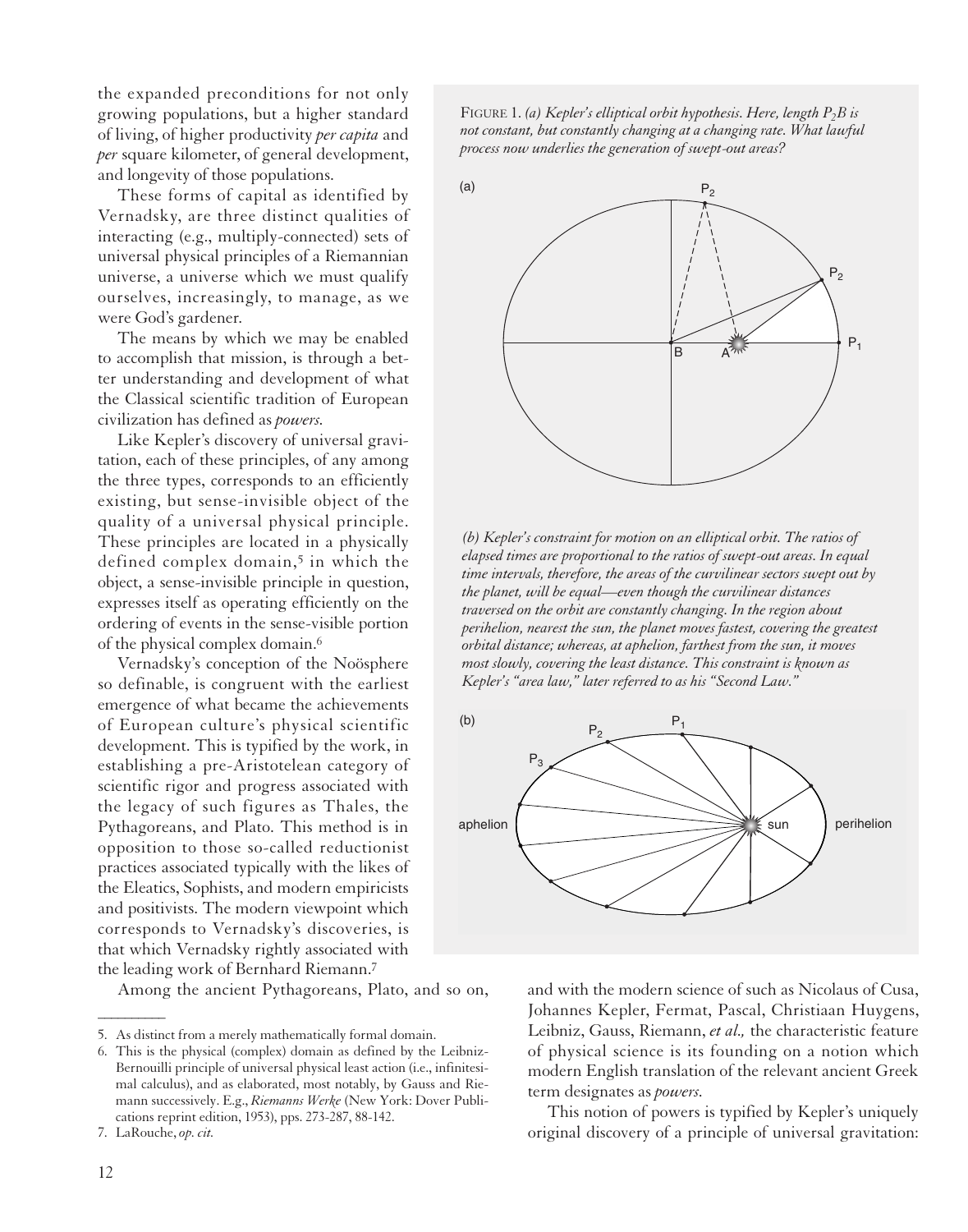the expanded preconditions for not only growing populations, but a higher standard of living, of higher productivity *per capita* and *per* square kilometer, of general development, and longevity of those populations.

These forms of capital as identified by Vernadsky, are three distinct qualities of interacting (e.g., multiply-connected) sets of universal physical principles of a Riemannian universe, a universe which we must qualify ourselves, increasingly, to manage, as we were God's gardener.

The means by which we may be enabled to accomplish that mission, is through a better understanding and development of what the Classical scientific tradition of European civilization has defined as *powers*.

Like Kepler's discovery of universal gravitation, each of these principles, of any among the three types, corresponds to an efficiently existing, but sense-invisible object of the quality of a universal physical principle. These principles are located in a physically defined complex domain,[5] in which the object, a sense-invisible principle in question, expresses itself as operating efficiently on the ordering of events in the sense-visible portion of the physical complex domain.[6]

Vernadsky's conception of the Noösphere so definable, is congruent with the earliest emergence of what became the achievements of European culture's physical scientific development. This is typified by the work, in establishing a pre-Aristotelean category of scientific rigor and progress associated with the legacy of such figures as Thales, the Pythagoreans, and Plato. This method is in opposition to those so-called reductionist practices associated typically with the likes of the Eleatics, Sophists, and modern empiricists and positivists. The modern viewpoint which corresponds to Vernadsky's discoveries, is that which Vernadsky rightly associated with the leading work of Bernhard Riemann.[7]

FIGURE 1. *(a) Kepler's elliptical orbit hypothesis. Here, length $P_2B$ is not constant, but constantly changing at a changing rate. What lawful process now underlies the generation of swept-out areas?*

(a)
P2
P2
P1
B
A

*(b) Kepler's constraint for motion on an elliptical orbit. The ratios of elapsed times are proportional to the ratios of swept-out areas. In equal time intervals, therefore, the areas of the curvilinear sectors swept out by the planet, will be equal—even though the curvilinear distances traversed on the orbit are constantly changing. In the region about perihelion, nearest the sun, the planet moves fastest, covering the greatest orbital distance; whereas, at aphelion, farthest from the sun, it moves most slowly, covering the least distance. This constraint is known as Kepler's "area law," later referred to as his "Second Law."*

(b)
P1
P2
P3
aphelion
sun
perihelion

Among the ancient Pythagoreans, Plato, and so on, and with the modern science of such as Nicolaus of Cusa, Johannes Kepler, Fermat, Pascal, Christiaan Huygens, Leibniz, Gauss, Riemann, *et al.*, the characteristic feature of physical science is its founding on a notion which modern English translation of the relevant ancient Greek term designates as *powers*.

This notion of powers is typified by Kepler's uniquely original discovery of a principle of universal gravitation:

---

5. As distinct from a merely mathematically formal domain.
6. This is the physical (complex) domain as defined by the Leibniz-Bernouilli principle of universal physical least action (i.e., infinitesimal calculus), and as elaborated, most notably, by Gauss and Riemann successively. E.g., *Riemanns Werke* (New York: Dover Publications reprint edition, 1953), pps. 273-287, 88-142.
7. LaRouche, *op. cit.*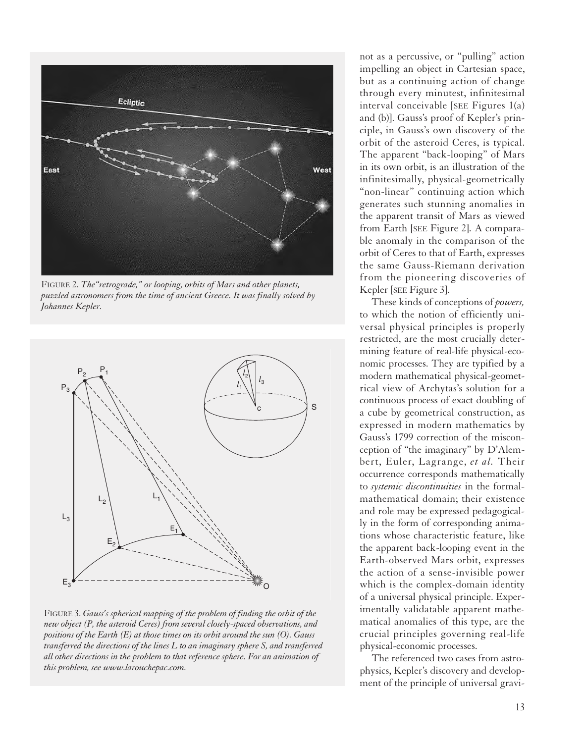FIGURE 2. *The "retrograde," or looping, orbits of Mars and other planets, puzzled astronomers from the time of ancient Greece. It was finally solved by Johannes Kepler.*

FIGURE 3. *Gauss's spherical mapping of the problem of finding the orbit of the new object (P, the asteroid Ceres) from several closely-spaced observations, and positions of the Earth (E) at those times on its orbit around the sun (O). Gauss transferred the directions of the lines L to an imaginary sphere S, and transferred all other directions in the problem to that reference sphere. For an animation of this problem, see www.larouchepac.com.*

not as a percussive, or "pulling" action impelling an object in Cartesian space, but as a continuing action of change through every minutest, infinitesimal interval conceivable [SEE Figures 1(a) and (b)]. Gauss's proof of Kepler's principle, in Gauss's own discovery of the orbit of the asteroid Ceres, is typical. The apparent "back-looping" of Mars in its own orbit, is an illustration of the infinitesimally, physical-geometrically "non-linear" continuing action which generates such stunning anomalies in the apparent transit of Mars as viewed from Earth [SEE Figure 2]. A comparable anomaly in the comparison of the orbit of Ceres to that of Earth, expresses the same Gauss-Riemann derivation from the pioneering discoveries of Kepler [SEE Figure 3].

These kinds of conceptions of *powers,* to which the notion of efficiently universal physical principles is properly restricted, are the most crucially determining feature of real-life physical-economic processes. They are typified by a modern mathematical physical-geometrical view of Archytas's solution for a continuous process of exact doubling of a cube by geometrical construction, as expressed in modern mathematics by Gauss's 1799 correction of the misconception of "the imaginary" by D'Alembert, Euler, Lagrange, *et al.* Their occurrence corresponds mathematically to *systemic discontinuities* in the formal-mathematical domain; their existence and role may be expressed pedagogically in the form of corresponding animations whose characteristic feature, like the apparent back-looping event in the Earth-observed Mars orbit, expresses the action of a sense-invisible power which is the complex-domain identity of a universal physical principle. Experimentally validatable apparent mathematical anomalies of this type, are the crucial principles governing real-life physical-economic processes.

The referenced two cases from astrophysics, Kepler's discovery and development of the principle of universal gravi-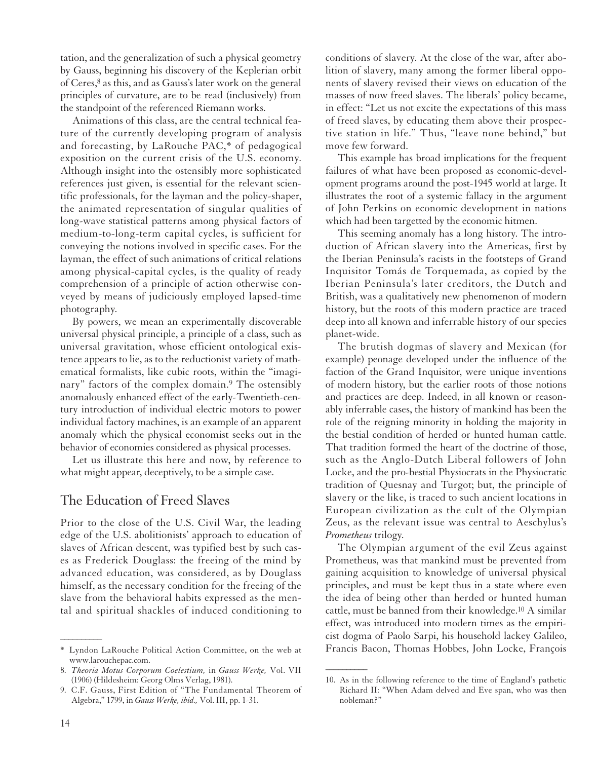tation, and the generalization of such a physical geometry by Gauss, beginning his discovery of the Keplerian orbit of Ceres,[8] as this, and as Gauss's later work on the general principles of curvature, are to be read (inclusively) from the standpoint of the referenced Riemann works.

Animations of this class, are the central technical feature of the currently developing program of analysis and forecasting, by LaRouche PAC,* of pedagogical exposition on the current crisis of the U.S. economy. Although insight into the ostensibly more sophisticated references just given, is essential for the relevant scientific professionals, for the layman and the policy-shaper, the animated representation of singular qualities of long-wave statistical patterns among physical factors of medium-to-long-term capital cycles, is sufficient for conveying the notions involved in specific cases. For the layman, the effect of such animations of critical relations among physical-capital cycles, is the quality of ready comprehension of a principle of action otherwise conveyed by means of judiciously employed lapsed-time photography.

By powers, we mean an experimentally discoverable universal physical principle, a principle of a class, such as universal gravitation, whose efficient ontological existence appears to lie, as to the reductionist variety of mathematical formalists, like cubic roots, within the "imaginary" factors of the complex domain.[9] The ostensibly anomalously enhanced effect of the early-Twentieth-century introduction of individual electric motors to power individual factory machines, is an example of an apparent anomaly which the physical economist seeks out in the behavior of economies considered as physical processes.

Let us illustrate this here and now, by reference to what might appear, deceptively, to be a simple case.

## The Education of Freed Slaves

Prior to the close of the U.S. Civil War, the leading edge of the U.S. abolitionists' approach to education of slaves of African descent, was typified best by such cases as Frederick Douglass: the freeing of the mind by advanced education, was considered, as by Douglass himself, as the necessary condition for the freeing of the slave from the behavioral habits expressed as the mental and spiritual shackles of induced conditioning to conditions of slavery. At the close of the war, after abolition of slavery, many among the former liberal opponents of slavery revised their views on education of the masses of now freed slaves. The liberals' policy became, in effect: "Let us not excite the expectations of this mass of freed slaves, by educating them above their prospective station in life." Thus, "leave none behind," but move few forward.

This example has broad implications for the frequent failures of what have been proposed as economic-development programs around the post-1945 world at large. It illustrates the root of a systemic fallacy in the argument of John Perkins on economic development in nations which had been targetted by the economic hitmen.

This seeming anomaly has a long history. The introduction of African slavery into the Americas, first by the Iberian Peninsula's racists in the footsteps of Grand Inquisitor Tomás de Torquemada, as copied by the Iberian Peninsula's later creditors, the Dutch and British, was a qualitatively new phenomenon of modern history, but the roots of this modern practice are traced deep into all known and inferrable history of our species planet-wide.

The brutish dogmas of slavery and Mexican (for example) peonage developed under the influence of the faction of the Grand Inquisitor, were unique inventions of modern history, but the earlier roots of those notions and practices are deep. Indeed, in all known or reasonably inferrable cases, the history of mankind has been the role of the reigning minority in holding the majority in the bestial condition of herded or hunted human cattle. That tradition formed the heart of the doctrine of those, such as the Anglo-Dutch Liberal followers of John Locke, and the pro-bestial Physiocrats in the Physiocratic tradition of Quesnay and Turgot; but, the principle of slavery or the like, is traced to such ancient locations in European civilization as the cult of the Olympian Zeus, as the relevant issue was central to Aeschylus's *Prometheus* trilogy.

The Olympian argument of the evil Zeus against Prometheus, was that mankind must be prevented from gaining acquisition to knowledge of universal physical principles, and must be kept thus in a state where even the idea of being other than herded or hunted human cattle, must be banned from their knowledge.[10] A similar effect, was introduced into modern times as the empiricist dogma of Paolo Sarpi, his household lackey Galileo, Francis Bacon, Thomas Hobbes, John Locke, François

---

\* Lyndon LaRouche Political Action Committee, on the web at www.larouchepac.com.

8. *Theoria Motus Corporum Coelestium,* in *Gauss Werke,* Vol. VII (1906) (Hildesheim: Georg Olms Verlag, 1981).

9. C.F. Gauss, First Edition of "The Fundamental Theorem of Algebra," 1799, in *Gauss Werke, ibid.,* Vol. III, pp. 1-31.

10. As in the following reference to the time of England's pathetic Richard II: "When Adam delved and Eve span, who was then nobleman?"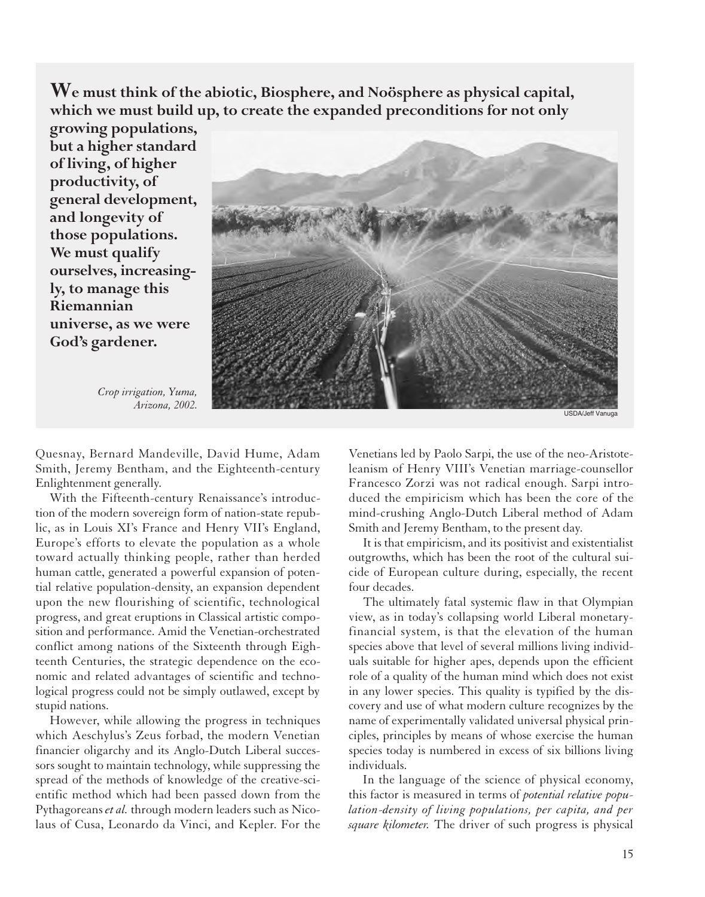**We must think of the abiotic, Biosphere, and Noösphere as physical capital, which we must build up, to create the expanded preconditions for not only growing populations, but a higher standard of living, of higher productivity, of general development, and longevity of those populations. We must qualify ourselves, increasingly, to manage this Riemannian universe, as we were God's gardener.**

*Crop irrigation, Yuma, Arizona, 2002.*

USDA/Jeff Vanuga

Quesnay, Bernard Mandeville, David Hume, Adam Smith, Jeremy Bentham, and the Eighteenth-century Enlightenment generally.

With the Fifteenth-century Renaissance's introduction of the modern sovereign form of nation-state republic, as in Louis XI's France and Henry VII's England, Europe's efforts to elevate the population as a whole toward actually thinking people, rather than herded human cattle, generated a powerful expansion of potential relative population-density, an expansion dependent upon the new flourishing of scientific, technological progress, and great eruptions in Classical artistic composition and performance. Amid the Venetian-orchestrated conflict among nations of the Sixteenth through Eighteenth Centuries, the strategic dependence on the economic and related advantages of scientific and technological progress could not be simply outlawed, except by stupid nations.

However, while allowing the progress in techniques which Aeschylus's Zeus forbad, the modern Venetian financier oligarchy and its Anglo-Dutch Liberal successors sought to maintain technology, while suppressing the spread of the methods of knowledge of the creative-scientific method which had been passed down from the Pythagoreans *et al.* through modern leaders such as Nicolaus of Cusa, Leonardo da Vinci, and Kepler. For the Venetians led by Paolo Sarpi, the use of the neo-Aristoteleanism of Henry VIII's Venetian marriage-counsellor Francesco Zorzi was not radical enough. Sarpi introduced the empiricism which has been the core of the mind-crushing Anglo-Dutch Liberal method of Adam Smith and Jeremy Bentham, to the present day.

It is that empiricism, and its positivist and existentialist outgrowths, which has been the root of the cultural suicide of European culture during, especially, the recent four decades.

The ultimately fatal systemic flaw in that Olympian view, as in today's collapsing world Liberal monetary-financial system, is that the elevation of the human species above that level of several millions living individuals suitable for higher apes, depends upon the efficient role of a quality of the human mind which does not exist in any lower species. This quality is typified by the discovery and use of what modern culture recognizes by the name of experimentally validated universal physical principles, principles by means of whose exercise the human species today is numbered in excess of six billions living individuals.

In the language of the science of physical economy, this factor is measured in terms of *potential relative population-density of living populations, per capita, and per square kilometer.* The driver of such progress is physical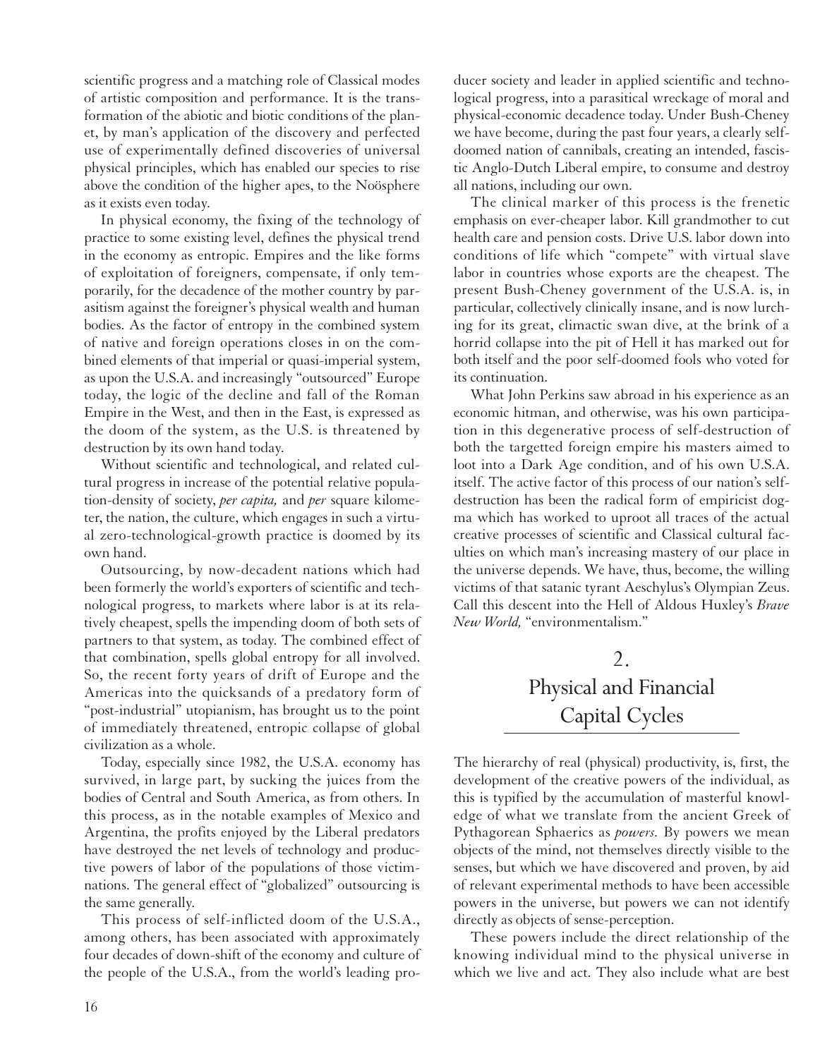scientific progress and a matching role of Classical modes of artistic composition and performance. It is the transformation of the abiotic and biotic conditions of the planet, by man's application of the discovery and perfected use of experimentally defined discoveries of universal physical principles, which has enabled our species to rise above the condition of the higher apes, to the Noösphere as it exists even today.

In physical economy, the fixing of the technology of practice to some existing level, defines the physical trend in the economy as entropic. Empires and the like forms of exploitation of foreigners, compensate, if only temporarily, for the decadence of the mother country by parasitism against the foreigner's physical wealth and human bodies. As the factor of entropy in the combined system of native and foreign operations closes in on the combined elements of that imperial or quasi-imperial system, as upon the U.S.A. and increasingly "outsourced" Europe today, the logic of the decline and fall of the Roman Empire in the West, and then in the East, is expressed as the doom of the system, as the U.S. is threatened by destruction by its own hand today.

Without scientific and technological, and related cultural progress in increase of the potential relative population-density of society, *per capita,* and *per* square kilometer, the nation, the culture, which engages in such a virtual zero-technological-growth practice is doomed by its own hand.

Outsourcing, by now-decadent nations which had been formerly the world's exporters of scientific and technological progress, to markets where labor is at its relatively cheapest, spells the impending doom of both sets of partners to that system, as today. The combined effect of that combination, spells global entropy for all involved. So, the recent forty years of drift of Europe and the Americas into the quicksands of a predatory form of "post-industrial" utopianism, has brought us to the point of immediately threatened, entropic collapse of global civilization as a whole.

Today, especially since 1982, the U.S.A. economy has survived, in large part, by sucking the juices from the bodies of Central and South America, as from others. In this process, as in the notable examples of Mexico and Argentina, the profits enjoyed by the Liberal predators have destroyed the net levels of technology and productive powers of labor of the populations of those victim-nations. The general effect of "globalized" outsourcing is the same generally.

This process of self-inflicted doom of the U.S.A., among others, has been associated with approximately four decades of down-shift of the economy and culture of the people of the U.S.A., from the world's leading producer society and leader in applied scientific and technological progress, into a parasitical wreckage of moral and physical-economic decadence today. Under Bush-Cheney we have become, during the past four years, a clearly self-doomed nation of cannibals, creating an intended, fascistic Anglo-Dutch Liberal empire, to consume and destroy all nations, including our own.

The clinical marker of this process is the frenetic emphasis on ever-cheaper labor. Kill grandmother to cut health care and pension costs. Drive U.S. labor down into conditions of life which "compete" with virtual slave labor in countries whose exports are the cheapest. The present Bush-Cheney government of the U.S.A. is, in particular, collectively clinically insane, and is now lurching for its great, climactic swan dive, at the brink of a horrid collapse into the pit of Hell it has marked out for both itself and the poor self-doomed fools who voted for its continuation.

What John Perkins saw abroad in his experience as an economic hitman, and otherwise, was his own participation in this degenerative process of self-destruction of both the targetted foreign empire his masters aimed to loot into a Dark Age condition, and of his own U.S.A. itself. The active factor of this process of our nation's self-destruction has been the radical form of empiricist dogma which has worked to uproot all traces of the actual creative processes of scientific and Classical cultural faculties on which man's increasing mastery of our place in the universe depends. We have, thus, become, the willing victims of that satanic tyrant Aeschylus's Olympian Zeus. Call this descent into the Hell of Aldous Huxley's *Brave New World,* "environmentalism."

## 2. Physical and Financial Capital Cycles

The hierarchy of real (physical) productivity, is, first, the development of the creative powers of the individual, as this is typified by the accumulation of masterful knowledge of what we translate from the ancient Greek of Pythagorean Sphaerics as *powers.* By powers we mean objects of the mind, not themselves directly visible to the senses, but which we have discovered and proven, by aid of relevant experimental methods to have been accessible powers in the universe, but powers we can not identify directly as objects of sense-perception.

These powers include the direct relationship of the knowing individual mind to the physical universe in which we live and act. They also include what are best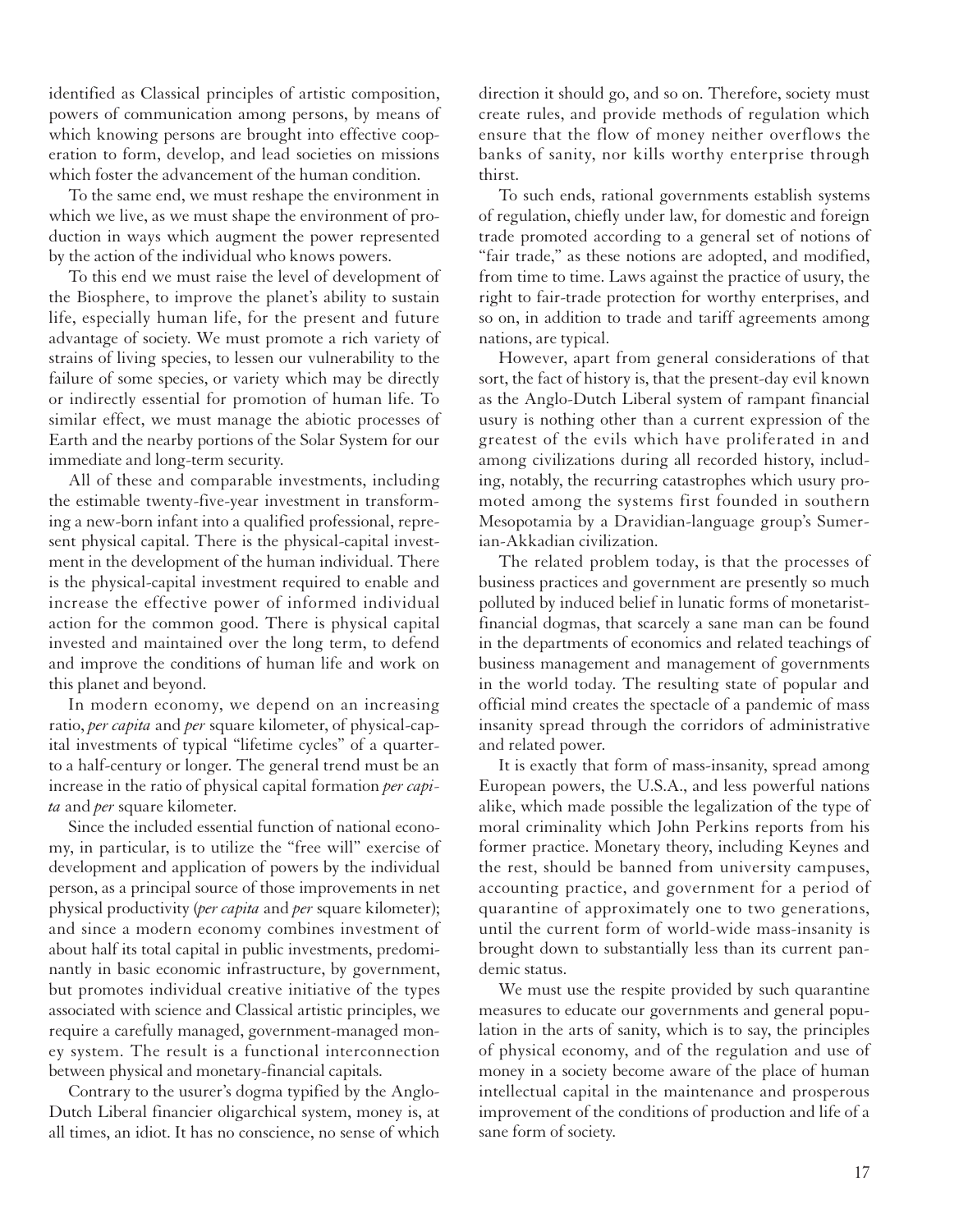identified as Classical principles of artistic composition, powers of communication among persons, by means of which knowing persons are brought into effective cooperation to form, develop, and lead societies on missions which foster the advancement of the human condition.

To the same end, we must reshape the environment in which we live, as we must shape the environment of production in ways which augment the power represented by the action of the individual who knows powers.

To this end we must raise the level of development of the Biosphere, to improve the planet's ability to sustain life, especially human life, for the present and future advantage of society. We must promote a rich variety of strains of living species, to lessen our vulnerability to the failure of some species, or variety which may be directly or indirectly essential for promotion of human life. To similar effect, we must manage the abiotic processes of Earth and the nearby portions of the Solar System for our immediate and long-term security.

All of these and comparable investments, including the estimable twenty-five-year investment in transforming a new-born infant into a qualified professional, represent physical capital. There is the physical-capital investment in the development of the human individual. There is the physical-capital investment required to enable and increase the effective power of informed individual action for the common good. There is physical capital invested and maintained over the long term, to defend and improve the conditions of human life and work on this planet and beyond.

In modern economy, we depend on an increasing ratio, *per capita* and *per* square kilometer, of physical-capital investments of typical "lifetime cycles" of a quarter- to a half-century or longer. The general trend must be an increase in the ratio of physical capital formation *per capita* and *per* square kilometer.

Since the included essential function of national economy, in particular, is to utilize the "free will" exercise of development and application of powers by the individual person, as a principal source of those improvements in net physical productivity (*per capita* and *per* square kilometer); and since a modern economy combines investment of about half its total capital in public investments, predominantly in basic economic infrastructure, by government, but promotes individual creative initiative of the types associated with science and Classical artistic principles, we require a carefully managed, government-managed money system. The result is a functional interconnection between physical and monetary-financial capitals.

Contrary to the usurer's dogma typified by the Anglo-Dutch Liberal financier oligarchical system, money is, at all times, an idiot. It has no conscience, no sense of which direction it should go, and so on. Therefore, society must create rules, and provide methods of regulation which ensure that the flow of money neither overflows the banks of sanity, nor kills worthy enterprise through thirst.

To such ends, rational governments establish systems of regulation, chiefly under law, for domestic and foreign trade promoted according to a general set of notions of "fair trade," as these notions are adopted, and modified, from time to time. Laws against the practice of usury, the right to fair-trade protection for worthy enterprises, and so on, in addition to trade and tariff agreements among nations, are typical.

However, apart from general considerations of that sort, the fact of history is, that the present-day evil known as the Anglo-Dutch Liberal system of rampant financial usury is nothing other than a current expression of the greatest of the evils which have proliferated in and among civilizations during all recorded history, including, notably, the recurring catastrophes which usury promoted among the systems first founded in southern Mesopotamia by a Dravidian-language group's Sumerian-Akkadian civilization.

The related problem today, is that the processes of business practices and government are presently so much polluted by induced belief in lunatic forms of monetarist-financial dogmas, that scarcely a sane man can be found in the departments of economics and related teachings of business management and management of governments in the world today. The resulting state of popular and official mind creates the spectacle of a pandemic of mass insanity spread through the corridors of administrative and related power.

It is exactly that form of mass-insanity, spread among European powers, the U.S.A., and less powerful nations alike, which made possible the legalization of the type of moral criminality which John Perkins reports from his former practice. Monetary theory, including Keynes and the rest, should be banned from university campuses, accounting practice, and government for a period of quarantine of approximately one to two generations, until the current form of world-wide mass-insanity is brought down to substantially less than its current pandemic status.

We must use the respite provided by such quarantine measures to educate our governments and general population in the arts of sanity, which is to say, the principles of physical economy, and of the regulation and use of money in a society become aware of the place of human intellectual capital in the maintenance and prosperous improvement of the conditions of production and life of a sane form of society.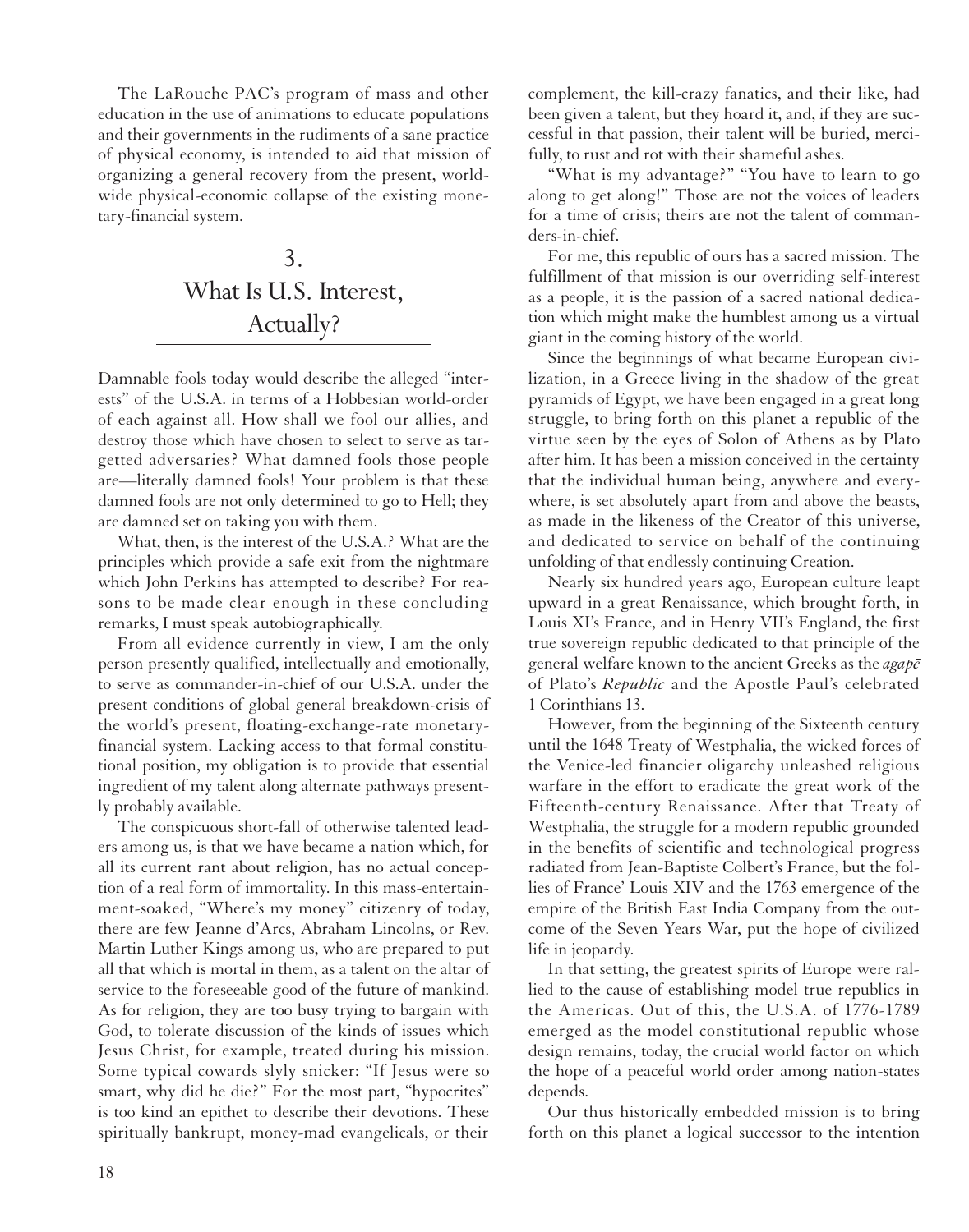The LaRouche PAC's program of mass and other education in the use of animations to educate populations and their governments in the rudiments of a sane practice of physical economy, is intended to aid that mission of organizing a general recovery from the present, worldwide physical-economic collapse of the existing monetary-financial system.

## 3. What Is U.S. Interest, Actually?

Damnable fools today would describe the alleged "interests" of the U.S.A. in terms of a Hobbesian world-order of each against all. How shall we fool our allies, and destroy those which have chosen to select to serve as targetted adversaries? What damned fools those people are—literally damned fools! Your problem is that these damned fools are not only determined to go to Hell; they are damned set on taking you with them.

What, then, is the interest of the U.S.A.? What are the principles which provide a safe exit from the nightmare which John Perkins has attempted to describe? For reasons to be made clear enough in these concluding remarks, I must speak autobiographically.

From all evidence currently in view, I am the only person presently qualified, intellectually and emotionally, to serve as commander-in-chief of our U.S.A. under the present conditions of global general breakdown-crisis of the world's present, floating-exchange-rate monetary-financial system. Lacking access to that formal constitutional position, my obligation is to provide that essential ingredient of my talent along alternate pathways presently probably available.

The conspicuous short-fall of otherwise talented leaders among us, is that we have became a nation which, for all its current rant about religion, has no actual conception of a real form of immortality. In this mass-entertainment-soaked, "Where's my money" citizenry of today, there are few Jeanne d'Arcs, Abraham Lincolns, or Rev. Martin Luther Kings among us, who are prepared to put all that which is mortal in them, as a talent on the altar of service to the foreseeable good of the future of mankind. As for religion, they are too busy trying to bargain with God, to tolerate discussion of the kinds of issues which Jesus Christ, for example, treated during his mission. Some typical cowards slyly snicker: "If Jesus were so smart, why did he die?" For the most part, "hypocrites" is too kind an epithet to describe their devotions. These spiritually bankrupt, money-mad evangelicals, or their complement, the kill-crazy fanatics, and their like, had been given a talent, but they hoard it, and, if they are successful in that passion, their talent will be buried, mercifully, to rust and rot with their shameful ashes.

"What is my advantage?" "You have to learn to go along to get along!" Those are not the voices of leaders for a time of crisis; theirs are not the talent of commanders-in-chief.

For me, this republic of ours has a sacred mission. The fulfillment of that mission is our overriding self-interest as a people, it is the passion of a sacred national dedication which might make the humblest among us a virtual giant in the coming history of the world.

Since the beginnings of what became European civilization, in a Greece living in the shadow of the great pyramids of Egypt, we have been engaged in a great long struggle, to bring forth on this planet a republic of the virtue seen by the eyes of Solon of Athens as by Plato after him. It has been a mission conceived in the certainty that the individual human being, anywhere and everywhere, is set absolutely apart from and above the beasts, as made in the likeness of the Creator of this universe, and dedicated to service on behalf of the continuing unfolding of that endlessly continuing Creation.

Nearly six hundred years ago, European culture leapt upward in a great Renaissance, which brought forth, in Louis XI's France, and in Henry VII's England, the first true sovereign republic dedicated to that principle of the general welfare known to the ancient Greeks as the *agapē* of Plato's *Republic* and the Apostle Paul's celebrated 1 Corinthians 13.

However, from the beginning of the Sixteenth century until the 1648 Treaty of Westphalia, the wicked forces of the Venice-led financier oligarchy unleashed religious warfare in the effort to eradicate the great work of the Fifteenth-century Renaissance. After that Treaty of Westphalia, the struggle for a modern republic grounded in the benefits of scientific and technological progress radiated from Jean-Baptiste Colbert's France, but the follies of France' Louis XIV and the 1763 emergence of the empire of the British East India Company from the outcome of the Seven Years War, put the hope of civilized life in jeopardy.

In that setting, the greatest spirits of Europe were rallied to the cause of establishing model true republics in the Americas. Out of this, the U.S.A. of 1776-1789 emerged as the model constitutional republic whose design remains, today, the crucial world factor on which the hope of a peaceful world order among nation-states depends.

Our thus historically embedded mission is to bring forth on this planet a logical successor to the intention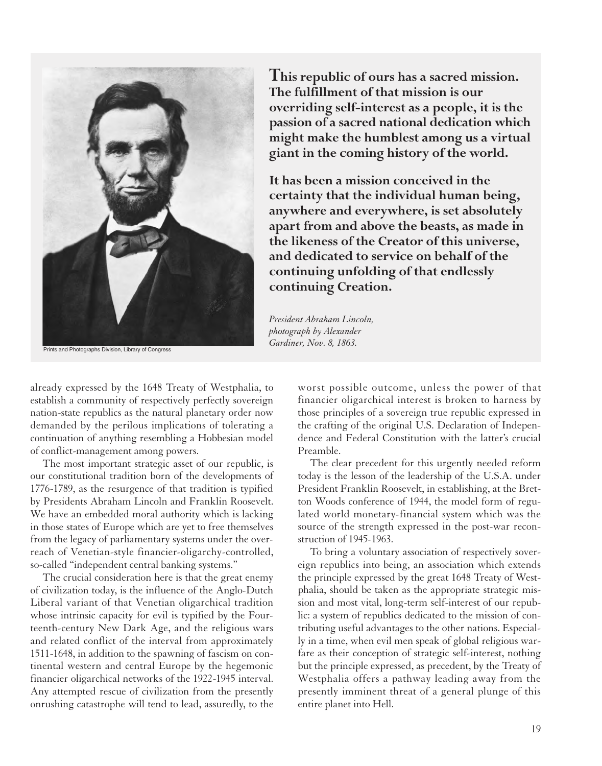**This republic of ours has a sacred mission. The fulfillment of that mission is our overriding self-interest as a people, it is the passion of a sacred national dedication which might make the humblest among us a virtual giant in the coming history of the world.**

**It has been a mission conceived in the certainty that the individual human being, anywhere and everywhere, is set absolutely apart from and above the beasts, as made in the likeness of the Creator of this universe, and dedicated to service on behalf of the continuing unfolding of that endlessly continuing Creation.**

*President Abraham Lincoln, photograph by Alexander Gardiner, Nov. 8, 1863.*

Prints and Photographs Division, Library of Congress

already expressed by the 1648 Treaty of Westphalia, to establish a community of respectively perfectly sovereign nation-state republics as the natural planetary order now demanded by the perilous implications of tolerating a continuation of anything resembling a Hobbesian model of conflict-management among powers.

The most important strategic asset of our republic, is our constitutional tradition born of the developments of 1776-1789, as the resurgence of that tradition is typified by Presidents Abraham Lincoln and Franklin Roosevelt. We have an embedded moral authority which is lacking in those states of Europe which are yet to free themselves from the legacy of parliamentary systems under the overreach of Venetian-style financier-oligarchy-controlled, so-called "independent central banking systems."

The crucial consideration here is that the great enemy of civilization today, is the influence of the Anglo-Dutch Liberal variant of that Venetian oligarchical tradition whose intrinsic capacity for evil is typified by the Fourteenth-century New Dark Age, and the religious wars and related conflict of the interval from approximately 1511-1648, in addition to the spawning of fascism on continental western and central Europe by the hegemonic financier oligarchical networks of the 1922-1945 interval. Any attempted rescue of civilization from the presently onrushing catastrophe will tend to lead, assuredly, to the worst possible outcome, unless the power of that financier oligarchical interest is broken to harness by those principles of a sovereign true republic expressed in the crafting of the original U.S. Declaration of Independence and Federal Constitution with the latter's crucial Preamble.

The clear precedent for this urgently needed reform today is the lesson of the leadership of the U.S.A. under President Franklin Roosevelt, in establishing, at the Bretton Woods conference of 1944, the model form of regulated world monetary-financial system which was the source of the strength expressed in the post-war reconstruction of 1945-1963.

To bring a voluntary association of respectively sovereign republics into being, an association which extends the principle expressed by the great 1648 Treaty of Westphalia, should be taken as the appropriate strategic mission and most vital, long-term self-interest of our republic: a system of republics dedicated to the mission of contributing useful advantages to the other nations. Especially in a time, when evil men speak of global religious warfare as their conception of strategic self-interest, nothing but the principle expressed, as precedent, by the Treaty of Westphalia offers a pathway leading away from the presently imminent threat of a general plunge of this entire planet into Hell.